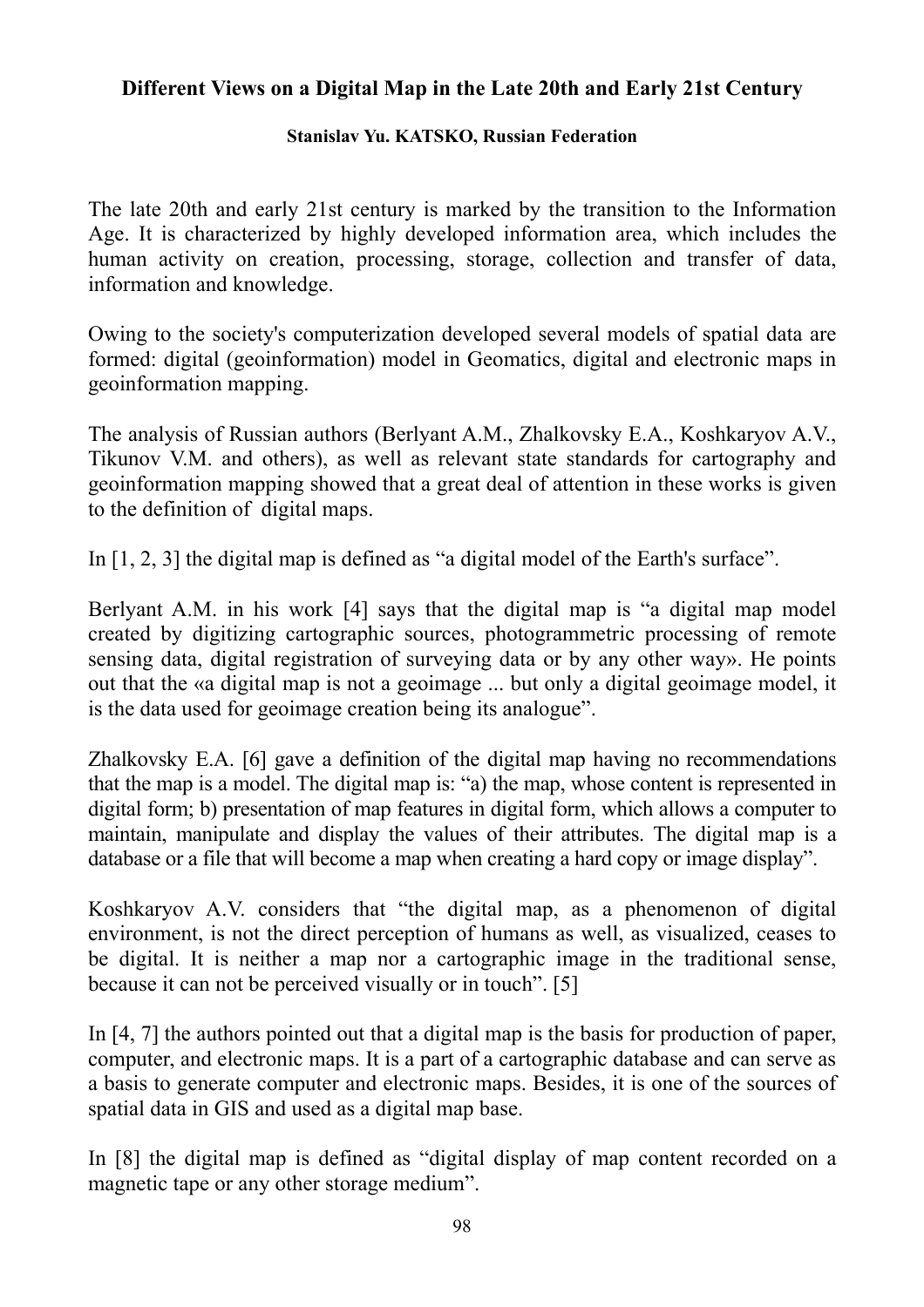# Different Views on a Digital Map in the Late 20th and Early 21st Century

**Stanislav Yu. KATSKO, Russian Federation**

The late 20th and early 21st century is marked by the transition to the Information Age. It is characterized by highly developed information area, which includes the human activity on creation, processing, storage, collection and transfer of data, information and knowledge.

Owing to the society's computerization developed several models of spatial data are formed: digital (geoinformation) model in Geomatics, digital and electronic maps in geoinformation mapping.

The analysis of Russian authors (Berlyant A.M., Zhalkovsky E.A., Koshkaryov A.V., Tikunov V.M. and others), as well as relevant state standards for cartography and geoinformation mapping showed that a great deal of attention in these works is given to the definition of digital maps.

In [1, 2, 3] the digital map is defined as "a digital model of the Earth's surface".

Berlyant A.M. in his work [4] says that the digital map is "a digital map model created by digitizing cartographic sources, photogrammetric processing of remote sensing data, digital registration of surveying data or by any other way». He points out that the «a digital map is not a geoimage ... but only a digital geoimage model, it is the data used for geoimage creation being its analogue".

Zhalkovsky E.A. [6] gave a definition of the digital map having no recommendations that the map is a model. The digital map is: "a) the map, whose content is represented in digital form; b) presentation of map features in digital form, which allows a computer to maintain, manipulate and display the values of their attributes. The digital map is a database or a file that will become a map when creating a hard copy or image display".

Koshkaryov A.V. considers that "the digital map, as a phenomenon of digital environment, is not the direct perception of humans as well, as visualized, ceases to be digital. It is neither a map nor a cartographic image in the traditional sense, because it can not be perceived visually or in touch". [5]

In [4, 7] the authors pointed out that a digital map is the basis for production of paper, computer, and electronic maps. It is a part of a cartographic database and can serve as a basis to generate computer and electronic maps. Besides, it is one of the sources of spatial data in GIS and used as a digital map base.

In [8] the digital map is defined as "digital display of map content recorded on a magnetic tape or any other storage medium".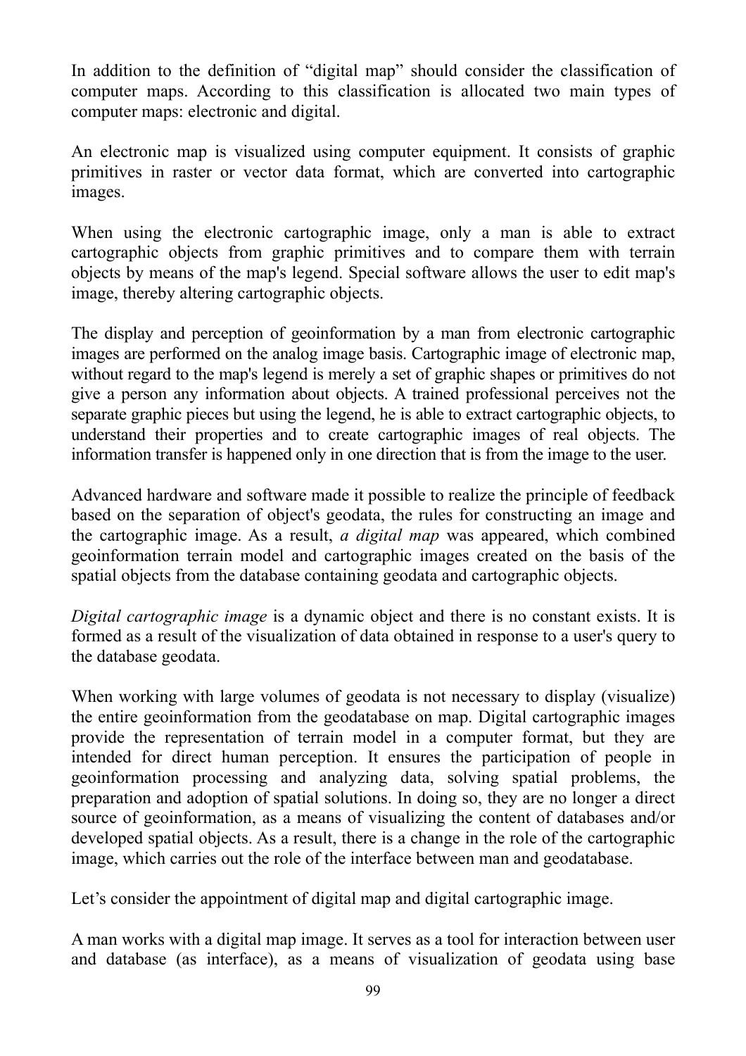In addition to the definition of "digital map" should consider the classification of computer maps. According to this classification is allocated two main types of computer maps: electronic and digital.

An electronic map is visualized using computer equipment. It consists of graphic primitives in raster or vector data format, which are converted into cartographic images.

When using the electronic cartographic image, only a man is able to extract cartographic objects from graphic primitives and to compare them with terrain objects by means of the map's legend. Special software allows the user to edit map's image, thereby altering cartographic objects.

The display and perception of geoinformation by a man from electronic cartographic images are performed on the analog image basis. Cartographic image of electronic map, without regard to the map's legend is merely a set of graphic shapes or primitives do not give a person any information about objects. A trained professional perceives not the separate graphic pieces but using the legend, he is able to extract cartographic objects, to understand their properties and to create cartographic images of real objects. The information transfer is happened only in one direction that is from the image to the user.

Advanced hardware and software made it possible to realize the principle of feedback based on the separation of object's geodata, the rules for constructing an image and the cartographic image. As a result, *a digital map* was appeared, which combined geoinformation terrain model and cartographic images created on the basis of the spatial objects from the database containing geodata and cartographic objects.

*Digital cartographic image* is a dynamic object and there is no constant exists. It is formed as a result of the visualization of data obtained in response to a user's query to the database geodata.

When working with large volumes of geodata is not necessary to display (visualize) the entire geoinformation from the geodatabase on map. Digital cartographic images provide the representation of terrain model in a computer format, but they are intended for direct human perception. It ensures the participation of people in geoinformation processing and analyzing data, solving spatial problems, the preparation and adoption of spatial solutions. In doing so, they are no longer a direct source of geoinformation, as a means of visualizing the content of databases and/or developed spatial objects. As a result, there is a change in the role of the cartographic image, which carries out the role of the interface between man and geodatabase.

Let's consider the appointment of digital map and digital cartographic image.

A man works with a digital map image. It serves as a tool for interaction between user and database (as interface), as a means of visualization of geodata using base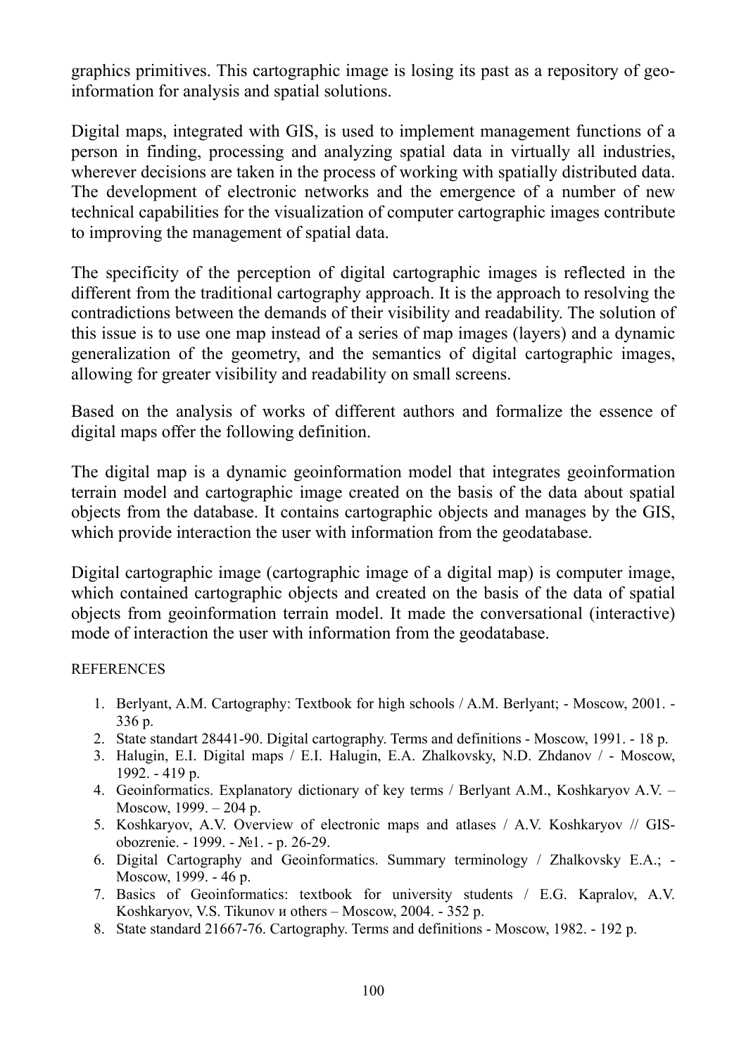graphics primitives. This cartographic image is losing its past as a repository of geo-information for analysis and spatial solutions.

Digital maps, integrated with GIS, is used to implement management functions of a person in finding, processing and analyzing spatial data in virtually all industries, wherever decisions are taken in the process of working with spatially distributed data. The development of electronic networks and the emergence of a number of new technical capabilities for the visualization of computer cartographic images contribute to improving the management of spatial data.

The specificity of the perception of digital cartographic images is reflected in the different from the traditional cartography approach. It is the approach to resolving the contradictions between the demands of their visibility and readability. The solution of this issue is to use one map instead of a series of map images (layers) and a dynamic generalization of the geometry, and the semantics of digital cartographic images, allowing for greater visibility and readability on small screens.

Based on the analysis of works of different authors and formalize the essence of digital maps offer the following definition.

The digital map is a dynamic geoinformation model that integrates geoinformation terrain model and cartographic image created on the basis of the data about spatial objects from the database. It contains cartographic objects and manages by the GIS, which provide interaction the user with information from the geodatabase.

Digital cartographic image (cartographic image of a digital map) is computer image, which contained cartographic objects and created on the basis of the data of spatial objects from geoinformation terrain model. It made the conversational (interactive) mode of interaction the user with information from the geodatabase.

REFERENCES

1. Berlyant, A.M. Cartography: Textbook for high schools / A.M. Berlyant; - Moscow, 2001. - 336 p.
2. State standart 28441-90. Digital cartography. Terms and definitions - Moscow, 1991. - 18 p.
3. Halugin, E.I. Digital maps / E.I. Halugin, E.A. Zhalkovsky, N.D. Zhdanov / - Moscow, 1992. - 419 p.
4. Geoinformatics. Explanatory dictionary of key terms / Berlyant A.M., Koshkaryov A.V. – Moscow, 1999. – 204 p.
5. Koshkaryov, A.V. Overview of electronic maps and atlases / A.V. Koshkaryov // GIS-obozrenie. - 1999. - №1. - p. 26-29.
6. Digital Cartography and Geoinformatics. Summary terminology / Zhalkovsky E.A.; - Moscow, 1999. - 46 p.
7. Basics of Geoinformatics: textbook for university students / E.G. Kapralov, A.V. Koshkaryov, V.S. Tikunov и others – Moscow, 2004. - 352 p.
8. State standard 21667-76. Cartography. Terms and definitions - Moscow, 1982. - 192 p.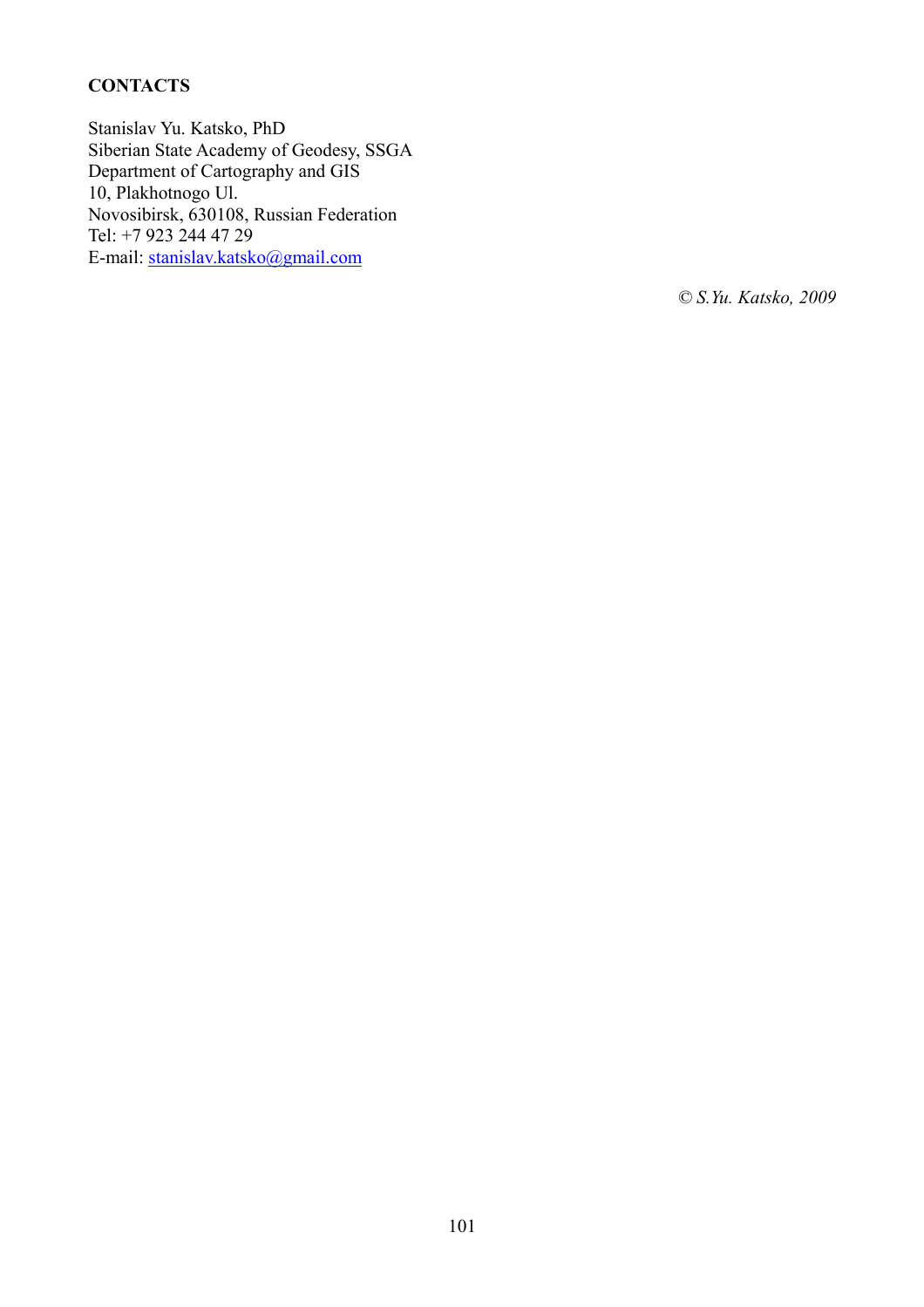**CONTACTS**

Stanislav Yu. Katsko, PhD
Siberian State Academy of Geodesy, SSGA
Department of Cartography and GIS
10, Plakhotnogo Ul.
Novosibirsk, 630108, Russian Federation
Tel: +7 923 244 47 29
E-mail: stanislav.katsko@gmail.com

*© S.Yu. Katsko, 2009*